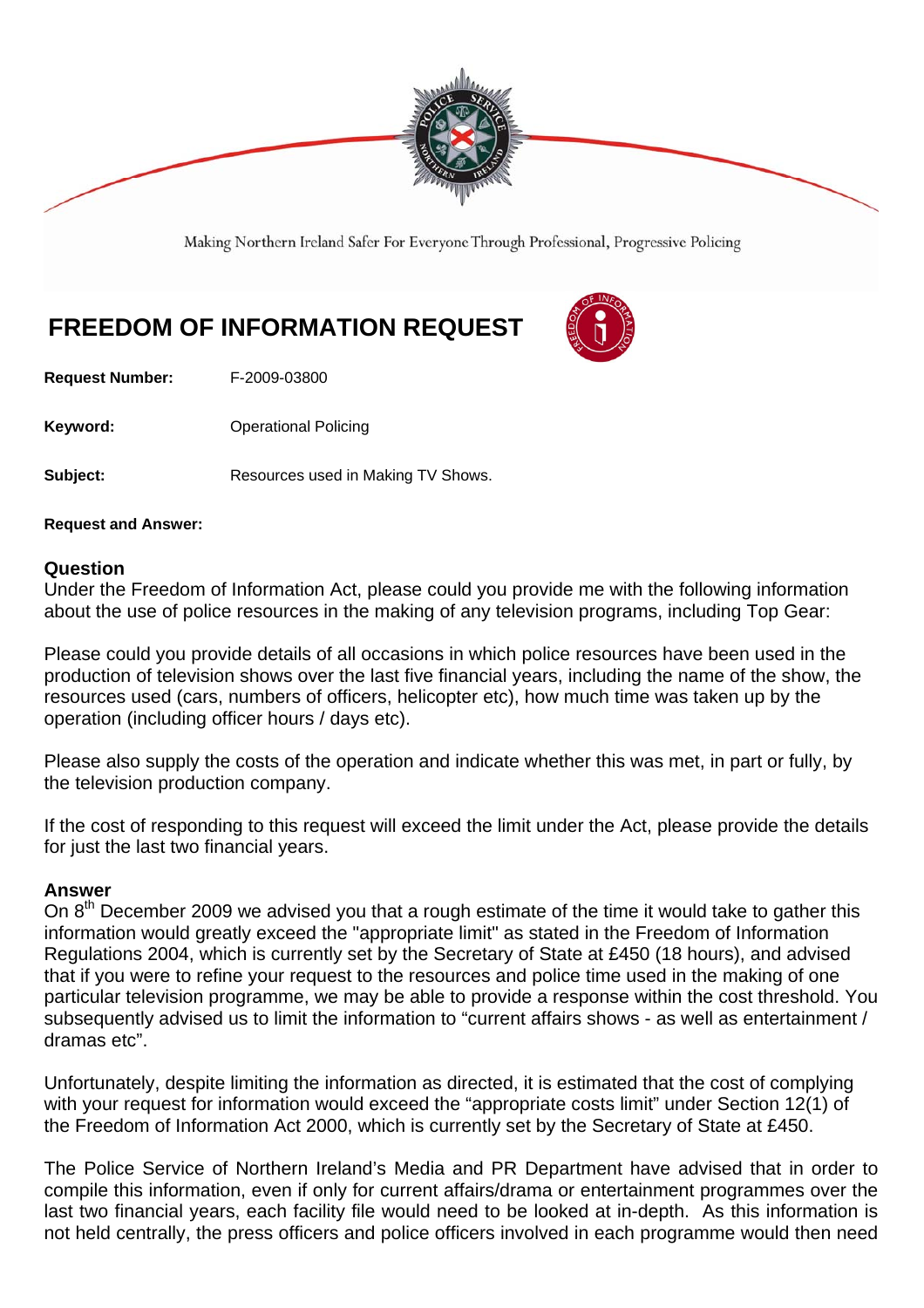Making Northern Ireland Safer For Everyone Through Professional, Progressive Policing

# FREEDOM OF INFORMATION REQUEST

**Request Number:** F-2009-03800

**Keyword:** Operational Policing

**Subject:** Resources used in Making TV Shows.

**Request and Answer:**

## Question

Under the Freedom of Information Act, please could you provide me with the following information about the use of police resources in the making of any television programs, including Top Gear:

Please could you provide details of all occasions in which police resources have been used in the production of television shows over the last five financial years, including the name of the show, the resources used (cars, numbers of officers, helicopter etc), how much time was taken up by the operation (including officer hours / days etc).

Please also supply the costs of the operation and indicate whether this was met, in part or fully, by the television production company.

If the cost of responding to this request will exceed the limit under the Act, please provide the details for just the last two financial years.

## Answer

On 8th December 2009 we advised you that a rough estimate of the time it would take to gather this information would greatly exceed the "appropriate limit" as stated in the Freedom of Information Regulations 2004, which is currently set by the Secretary of State at £450 (18 hours), and advised that if you were to refine your request to the resources and police time used in the making of one particular television programme, we may be able to provide a response within the cost threshold. You subsequently advised us to limit the information to "current affairs shows - as well as entertainment / dramas etc".

Unfortunately, despite limiting the information as directed, it is estimated that the cost of complying with your request for information would exceed the "appropriate costs limit" under Section 12(1) of the Freedom of Information Act 2000, which is currently set by the Secretary of State at £450.

The Police Service of Northern Ireland's Media and PR Department have advised that in order to compile this information, even if only for current affairs/drama or entertainment programmes over the last two financial years, each facility file would need to be looked at in-depth. As this information is not held centrally, the press officers and police officers involved in each programme would then need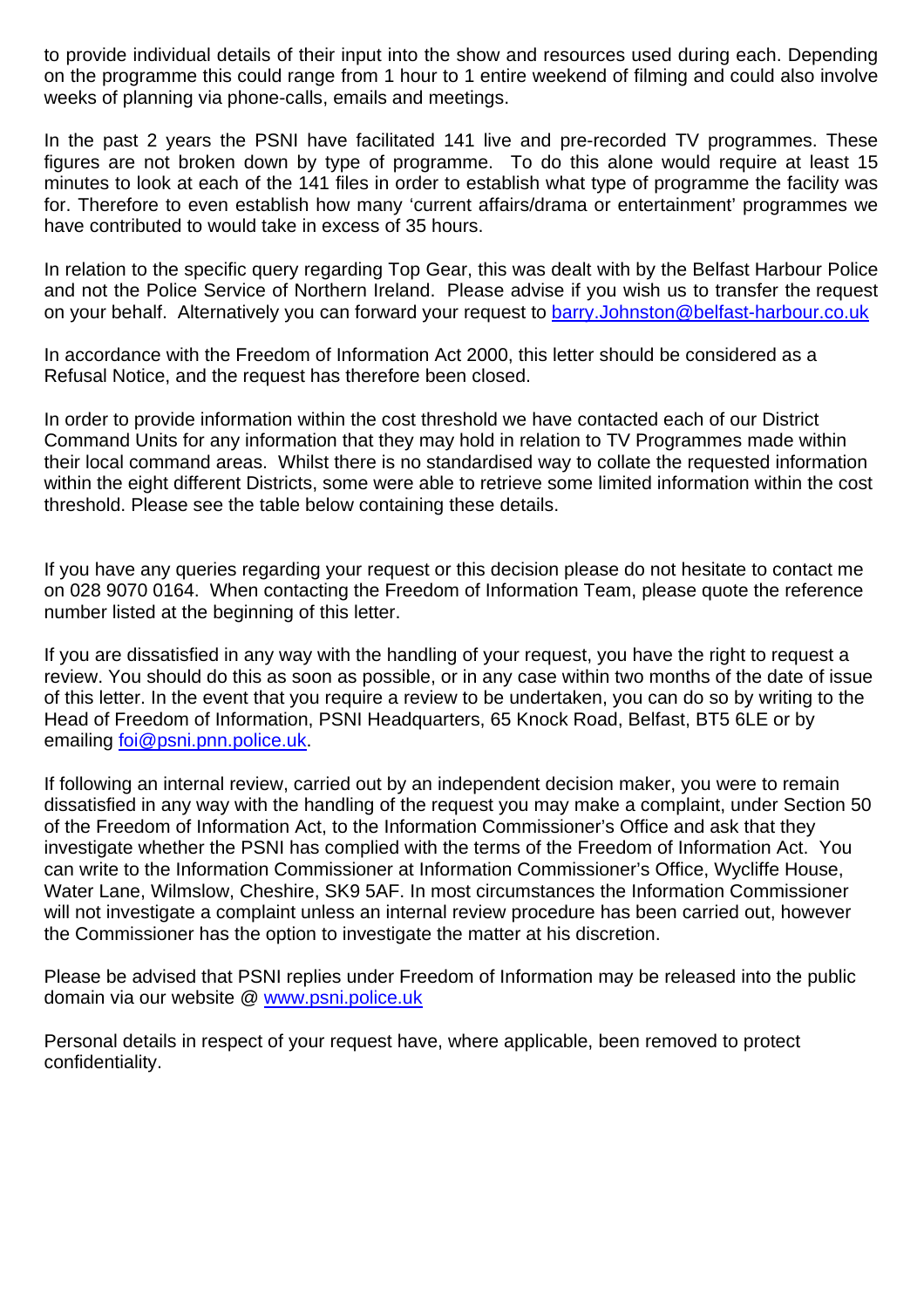to provide individual details of their input into the show and resources used during each. Depending on the programme this could range from 1 hour to 1 entire weekend of filming and could also involve weeks of planning via phone-calls, emails and meetings.

In the past 2 years the PSNI have facilitated 141 live and pre-recorded TV programmes. These figures are not broken down by type of programme. To do this alone would require at least 15 minutes to look at each of the 141 files in order to establish what type of programme the facility was for. Therefore to even establish how many 'current affairs/drama or entertainment' programmes we have contributed to would take in excess of 35 hours.

In relation to the specific query regarding Top Gear, this was dealt with by the Belfast Harbour Police and not the Police Service of Northern Ireland. Please advise if you wish us to transfer the request on your behalf. Alternatively you can forward your request to barry.Johnston@belfast-harbour.co.uk

In accordance with the Freedom of Information Act 2000, this letter should be considered as a Refusal Notice, and the request has therefore been closed.

In order to provide information within the cost threshold we have contacted each of our District Command Units for any information that they may hold in relation to TV Programmes made within their local command areas. Whilst there is no standardised way to collate the requested information within the eight different Districts, some were able to retrieve some limited information within the cost threshold. Please see the table below containing these details.

If you have any queries regarding your request or this decision please do not hesitate to contact me on 028 9070 0164. When contacting the Freedom of Information Team, please quote the reference number listed at the beginning of this letter.

If you are dissatisfied in any way with the handling of your request, you have the right to request a review. You should do this as soon as possible, or in any case within two months of the date of issue of this letter. In the event that you require a review to be undertaken, you can do so by writing to the Head of Freedom of Information, PSNI Headquarters, 65 Knock Road, Belfast, BT5 6LE or by emailing foi@psni.pnn.police.uk.

If following an internal review, carried out by an independent decision maker, you were to remain dissatisfied in any way with the handling of the request you may make a complaint, under Section 50 of the Freedom of Information Act, to the Information Commissioner's Office and ask that they investigate whether the PSNI has complied with the terms of the Freedom of Information Act. You can write to the Information Commissioner at Information Commissioner's Office, Wycliffe House, Water Lane, Wilmslow, Cheshire, SK9 5AF. In most circumstances the Information Commissioner will not investigate a complaint unless an internal review procedure has been carried out, however the Commissioner has the option to investigate the matter at his discretion.

Please be advised that PSNI replies under Freedom of Information may be released into the public domain via our website @ www.psni.police.uk

Personal details in respect of your request have, where applicable, been removed to protect confidentiality.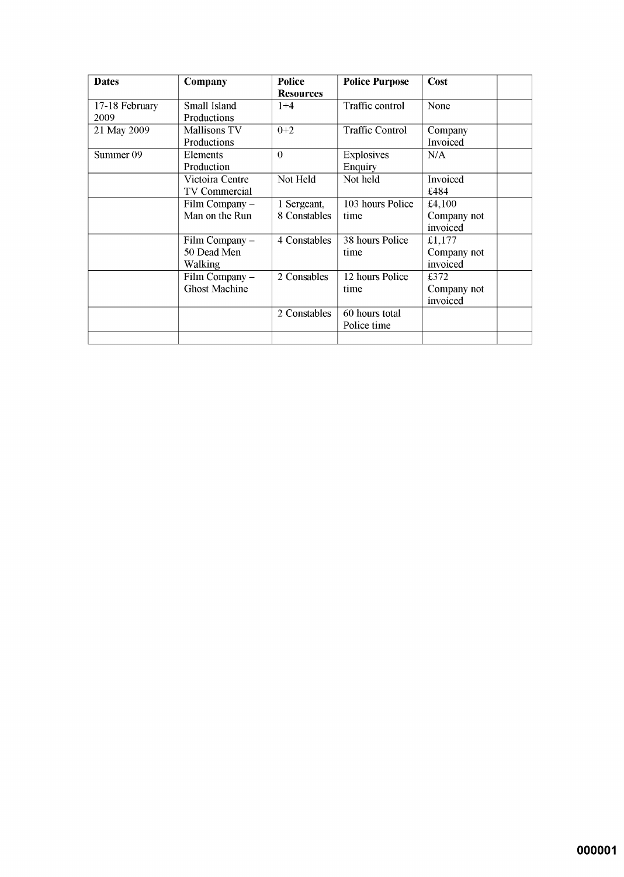| Dates | Company | Police Resources | Police Purpose | Cost | |
|---|---|---|---|---|---|
| 17-18 February 2009 | Small Island Productions | 1+4 | Traffic control | None | |
| 21 May 2009 | Mallisons TV Productions | 0+2 | Traffic Control | Company Invoiced | |
| Summer 09 | Elements Production | 0 | Explosives Enquiry | N/A | |
| | Victoira Centre TV Commercial | Not Held | Not held | Invoiced £484 | |
| | Film Company – Man on the Run | 1 Sergeant, 8 Constables | 103 hours Police time | £4,100 Company not invoiced | |
| | Film Company – 50 Dead Men Walking | 4 Constables | 38 hours Police time | £1,177 Company not invoiced | |
| | Film Company – Ghost Machine | 2 Consables | 12 hours Police time | £372 Company not invoiced | |
| | | 2 Constables | 60 hours total Police time | | |
| | | | | | |